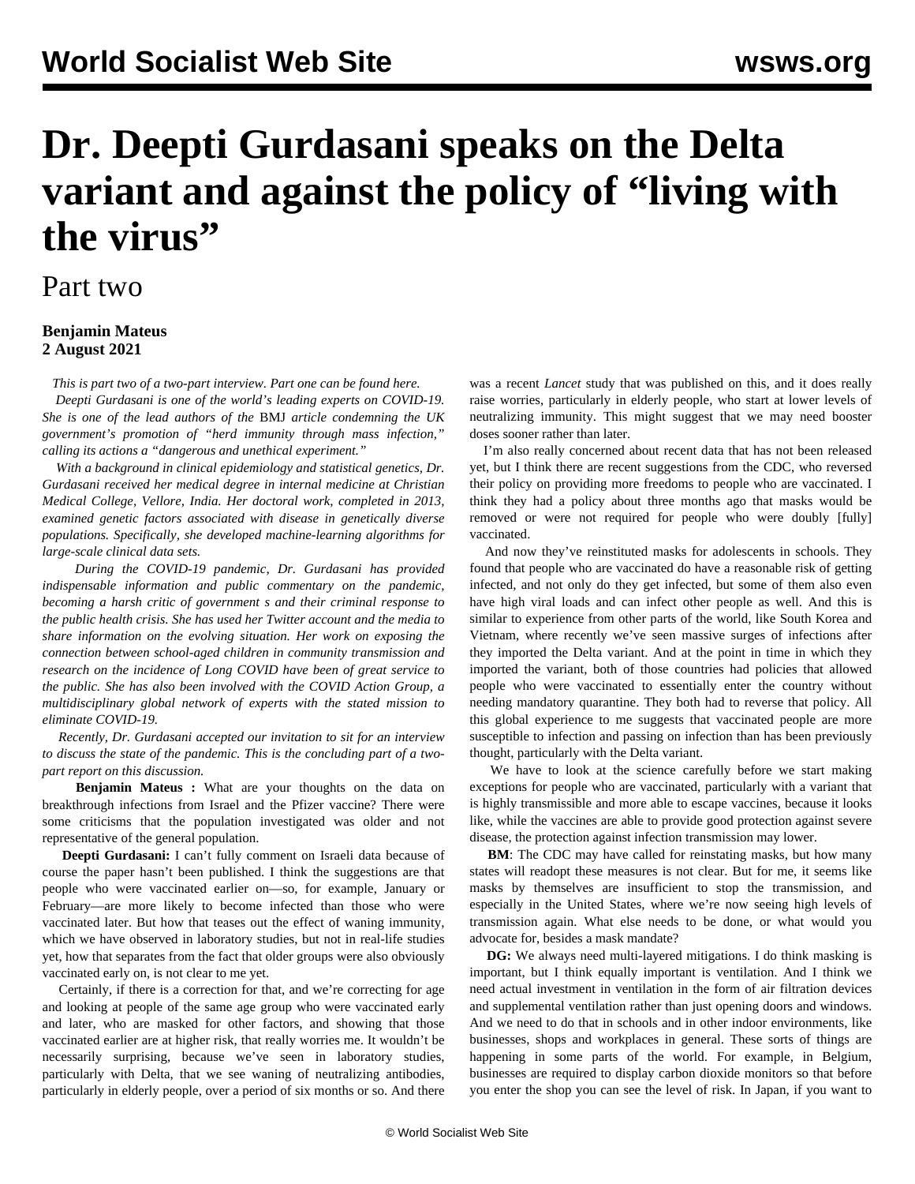# Dr. Deepti Gurdasani speaks on the Delta variant and against the policy of "living with the virus"

## Part two

**Benjamin Mateus**
**2 August 2021**

*This is part two of a two-part interview. Part one can be found here.*

*Deepti Gurdasani is one of the world's leading experts on COVID-19. She is one of the lead authors of the* BMJ *article condemning the UK government's promotion of "herd immunity through mass infection," calling its actions a "dangerous and unethical experiment."*

*With a background in clinical epidemiology and statistical genetics, Dr. Gurdasani received her medical degree in internal medicine at Christian Medical College, Vellore, India. Her doctoral work, completed in 2013, examined genetic factors associated with disease in genetically diverse populations. Specifically, she developed machine-learning algorithms for large-scale clinical data sets.*

*During the COVID-19 pandemic, Dr. Gurdasani has provided indispensable information and public commentary on the pandemic, becoming a harsh critic of government s and their criminal response to the public health crisis. She has used her Twitter account and the media to share information on the evolving situation. Her work on exposing the connection between school-aged children in community transmission and research on the incidence of Long COVID have been of great service to the public. She has also been involved with the COVID Action Group, a multidisciplinary global network of experts with the stated mission to eliminate COVID-19.*

*Recently, Dr. Gurdasani accepted our invitation to sit for an interview to discuss the state of the pandemic. This is the concluding part of a two-part report on this discussion.*

**Benjamin Mateus :** What are your thoughts on the data on breakthrough infections from Israel and the Pfizer vaccine? There were some criticisms that the population investigated was older and not representative of the general population.

**Deepti Gurdasani:** I can't fully comment on Israeli data because of course the paper hasn't been published. I think the suggestions are that people who were vaccinated earlier on—so, for example, January or February—are more likely to become infected than those who were vaccinated later. But how that teases out the effect of waning immunity, which we have observed in laboratory studies, but not in real-life studies yet, how that separates from the fact that older groups were also obviously vaccinated early on, is not clear to me yet.

Certainly, if there is a correction for that, and we're correcting for age and looking at people of the same age group who were vaccinated early and later, who are masked for other factors, and showing that those vaccinated earlier are at higher risk, that really worries me. It wouldn't be necessarily surprising, because we've seen in laboratory studies, particularly with Delta, that we see waning of neutralizing antibodies, particularly in elderly people, over a period of six months or so. And there was a recent *Lancet* study that was published on this, and it does really raise worries, particularly in elderly people, who start at lower levels of neutralizing immunity. This might suggest that we may need booster doses sooner rather than later.

I'm also really concerned about recent data that has not been released yet, but I think there are recent suggestions from the CDC, who reversed their policy on providing more freedoms to people who are vaccinated. I think they had a policy about three months ago that masks would be removed or were not required for people who were doubly [fully] vaccinated.

And now they've reinstituted masks for adolescents in schools. They found that people who are vaccinated do have a reasonable risk of getting infected, and not only do they get infected, but some of them also even have high viral loads and can infect other people as well. And this is similar to experience from other parts of the world, like South Korea and Vietnam, where recently we've seen massive surges of infections after they imported the Delta variant. And at the point in time in which they imported the variant, both of those countries had policies that allowed people who were vaccinated to essentially enter the country without needing mandatory quarantine. They both had to reverse that policy. All this global experience to me suggests that vaccinated people are more susceptible to infection and passing on infection than has been previously thought, particularly with the Delta variant.

We have to look at the science carefully before we start making exceptions for people who are vaccinated, particularly with a variant that is highly transmissible and more able to escape vaccines, because it looks like, while the vaccines are able to provide good protection against severe disease, the protection against infection transmission may lower.

**BM**: The CDC may have called for reinstating masks, but how many states will readopt these measures is not clear. But for me, it seems like masks by themselves are insufficient to stop the transmission, and especially in the United States, where we're now seeing high levels of transmission again. What else needs to be done, or what would you advocate for, besides a mask mandate?

**DG:** We always need multi-layered mitigations. I do think masking is important, but I think equally important is ventilation. And I think we need actual investment in ventilation in the form of air filtration devices and supplemental ventilation rather than just opening doors and windows. And we need to do that in schools and in other indoor environments, like businesses, shops and workplaces in general. These sorts of things are happening in some parts of the world. For example, in Belgium, businesses are required to display carbon dioxide monitors so that before you enter the shop you can see the level of risk. In Japan, if you want to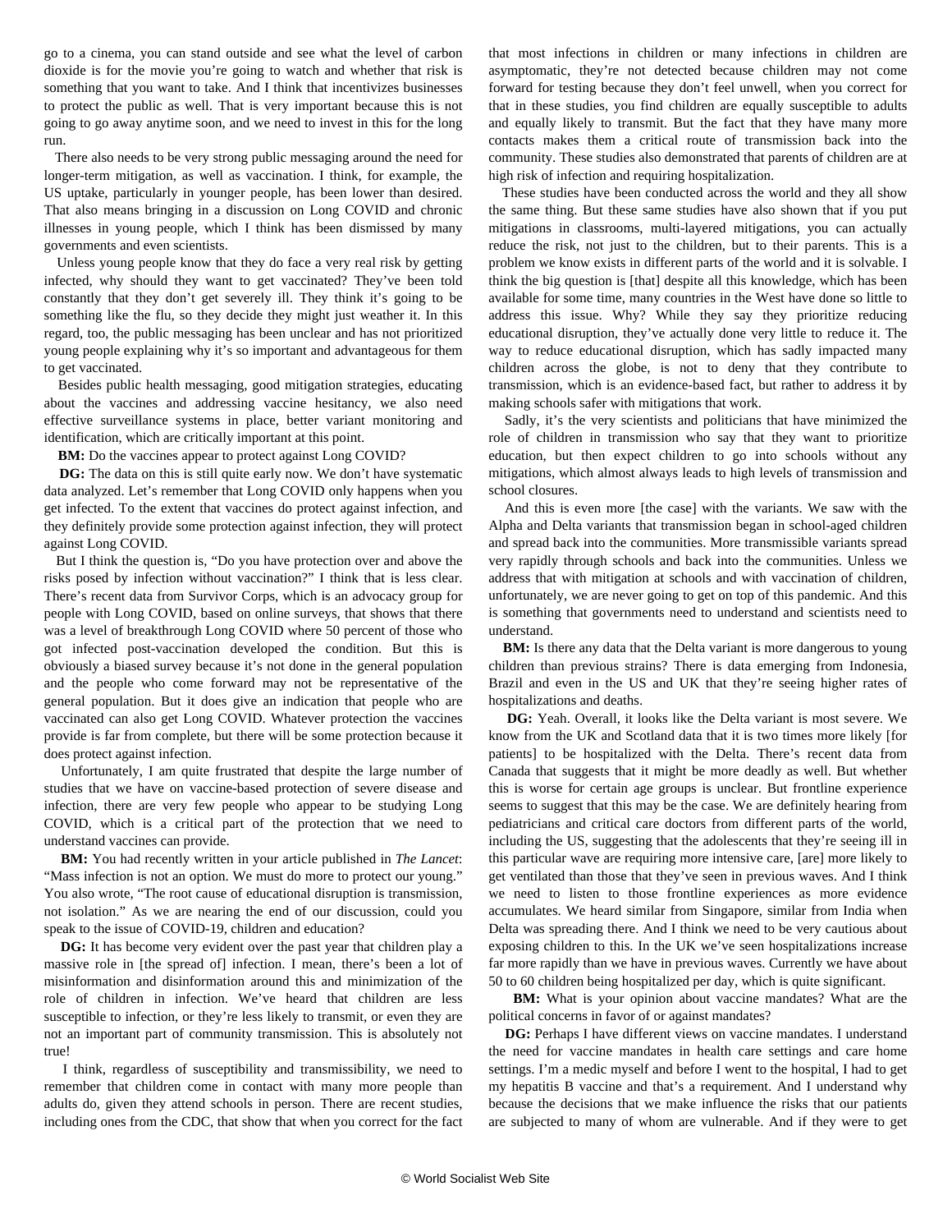go to a cinema, you can stand outside and see what the level of carbon dioxide is for the movie you're going to watch and whether that risk is something that you want to take. And I think that incentivizes businesses to protect the public as well. That is very important because this is not going to go away anytime soon, and we need to invest in this for the long run.

There also needs to be very strong public messaging around the need for longer-term mitigation, as well as vaccination. I think, for example, the US uptake, particularly in younger people, has been lower than desired. That also means bringing in a discussion on Long COVID and chronic illnesses in young people, which I think has been dismissed by many governments and even scientists.

Unless young people know that they do face a very real risk by getting infected, why should they want to get vaccinated? They've been told constantly that they don't get severely ill. They think it's going to be something like the flu, so they decide they might just weather it. In this regard, too, the public messaging has been unclear and has not prioritized young people explaining why it's so important and advantageous for them to get vaccinated.

Besides public health messaging, good mitigation strategies, educating about the vaccines and addressing vaccine hesitancy, we also need effective surveillance systems in place, better variant monitoring and identification, which are critically important at this point.

**BM:** Do the vaccines appear to protect against Long COVID?

**DG:** The data on this is still quite early now. We don't have systematic data analyzed. Let's remember that Long COVID only happens when you get infected. To the extent that vaccines do protect against infection, and they definitely provide some protection against infection, they will protect against Long COVID.

But I think the question is, "Do you have protection over and above the risks posed by infection without vaccination?" I think that is less clear. There's recent data from Survivor Corps, which is an advocacy group for people with Long COVID, based on online surveys, that shows that there was a level of breakthrough Long COVID where 50 percent of those who got infected post-vaccination developed the condition. But this is obviously a biased survey because it's not done in the general population and the people who come forward may not be representative of the general population. But it does give an indication that people who are vaccinated can also get Long COVID. Whatever protection the vaccines provide is far from complete, but there will be some protection because it does protect against infection.

Unfortunately, I am quite frustrated that despite the large number of studies that we have on vaccine-based protection of severe disease and infection, there are very few people who appear to be studying Long COVID, which is a critical part of the protection that we need to understand vaccines can provide.

**BM:** You had recently written in your article published in *The Lancet*: "Mass infection is not an option. We must do more to protect our young." You also wrote, "The root cause of educational disruption is transmission, not isolation." As we are nearing the end of our discussion, could you speak to the issue of COVID-19, children and education?

**DG:** It has become very evident over the past year that children play a massive role in [the spread of] infection. I mean, there's been a lot of misinformation and disinformation around this and minimization of the role of children in infection. We've heard that children are less susceptible to infection, or they're less likely to transmit, or even they are not an important part of community transmission. This is absolutely not true!

I think, regardless of susceptibility and transmissibility, we need to remember that children come in contact with many more people than adults do, given they attend schools in person. There are recent studies, including ones from the CDC, that show that when you correct for the fact that most infections in children or many infections in children are asymptomatic, they're not detected because children may not come forward for testing because they don't feel unwell, when you correct for that in these studies, you find children are equally susceptible to adults and equally likely to transmit. But the fact that they have many more contacts makes them a critical route of transmission back into the community. These studies also demonstrated that parents of children are at high risk of infection and requiring hospitalization.

These studies have been conducted across the world and they all show the same thing. But these same studies have also shown that if you put mitigations in classrooms, multi-layered mitigations, you can actually reduce the risk, not just to the children, but to their parents. This is a problem we know exists in different parts of the world and it is solvable. I think the big question is [that] despite all this knowledge, which has been available for some time, many countries in the West have done so little to address this issue. Why? While they say they prioritize reducing educational disruption, they've actually done very little to reduce it. The way to reduce educational disruption, which has sadly impacted many children across the globe, is not to deny that they contribute to transmission, which is an evidence-based fact, but rather to address it by making schools safer with mitigations that work.

Sadly, it's the very scientists and politicians that have minimized the role of children in transmission who say that they want to prioritize education, but then expect children to go into schools without any mitigations, which almost always leads to high levels of transmission and school closures.

And this is even more [the case] with the variants. We saw with the Alpha and Delta variants that transmission began in school-aged children and spread back into the communities. More transmissible variants spread very rapidly through schools and back into the communities. Unless we address that with mitigation at schools and with vaccination of children, unfortunately, we are never going to get on top of this pandemic. And this is something that governments need to understand and scientists need to understand.

**BM:** Is there any data that the Delta variant is more dangerous to young children than previous strains? There is data emerging from Indonesia, Brazil and even in the US and UK that they're seeing higher rates of hospitalizations and deaths.

**DG:** Yeah. Overall, it looks like the Delta variant is most severe. We know from the UK and Scotland data that it is two times more likely [for patients] to be hospitalized with the Delta. There's recent data from Canada that suggests that it might be more deadly as well. But whether this is worse for certain age groups is unclear. But frontline experience seems to suggest that this may be the case. We are definitely hearing from pediatricians and critical care doctors from different parts of the world, including the US, suggesting that the adolescents that they're seeing ill in this particular wave are requiring more intensive care, [are] more likely to get ventilated than those that they've seen in previous waves. And I think we need to listen to those frontline experiences as more evidence accumulates. We heard similar from Singapore, similar from India when Delta was spreading there. And I think we need to be very cautious about exposing children to this. In the UK we've seen hospitalizations increase far more rapidly than we have in previous waves. Currently we have about 50 to 60 children being hospitalized per day, which is quite significant.

**BM:** What is your opinion about vaccine mandates? What are the political concerns in favor of or against mandates?

**DG:** Perhaps I have different views on vaccine mandates. I understand the need for vaccine mandates in health care settings and care home settings. I'm a medic myself and before I went to the hospital, I had to get my hepatitis B vaccine and that's a requirement. And I understand why because the decisions that we make influence the risks that our patients are subjected to many of whom are vulnerable. And if they were to get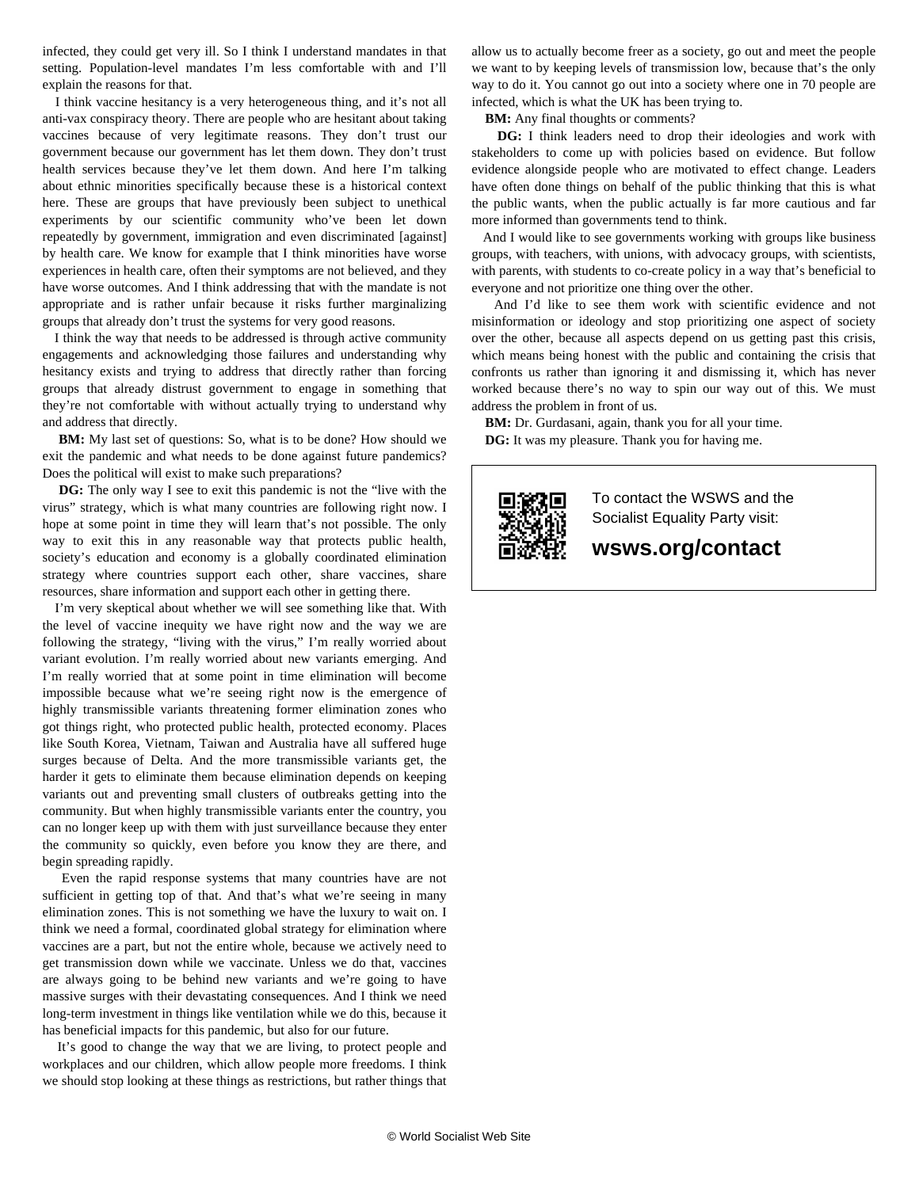infected, they could get very ill. So I think I understand mandates in that setting. Population-level mandates I'm less comfortable with and I'll explain the reasons for that.

I think vaccine hesitancy is a very heterogeneous thing, and it's not all anti-vax conspiracy theory. There are people who are hesitant about taking vaccines because of very legitimate reasons. They don't trust our government because our government has let them down. They don't trust health services because they've let them down. And here I'm talking about ethnic minorities specifically because these is a historical context here. These are groups that have previously been subject to unethical experiments by our scientific community who've been let down repeatedly by government, immigration and even discriminated [against] by health care. We know for example that I think minorities have worse experiences in health care, often their symptoms are not believed, and they have worse outcomes. And I think addressing that with the mandate is not appropriate and is rather unfair because it risks further marginalizing groups that already don't trust the systems for very good reasons.

I think the way that needs to be addressed is through active community engagements and acknowledging those failures and understanding why hesitancy exists and trying to address that directly rather than forcing groups that already distrust government to engage in something that they're not comfortable with without actually trying to understand why and address that directly.

**BM:** My last set of questions: So, what is to be done? How should we exit the pandemic and what needs to be done against future pandemics? Does the political will exist to make such preparations?

**DG:** The only way I see to exit this pandemic is not the "live with the virus" strategy, which is what many countries are following right now. I hope at some point in time they will learn that's not possible. The only way to exit this in any reasonable way that protects public health, society's education and economy is a globally coordinated elimination strategy where countries support each other, share vaccines, share resources, share information and support each other in getting there.

I'm very skeptical about whether we will see something like that. With the level of vaccine inequity we have right now and the way we are following the strategy, "living with the virus," I'm really worried about variant evolution. I'm really worried about new variants emerging. And I'm really worried that at some point in time elimination will become impossible because what we're seeing right now is the emergence of highly transmissible variants threatening former elimination zones who got things right, who protected public health, protected economy. Places like South Korea, Vietnam, Taiwan and Australia have all suffered huge surges because of Delta. And the more transmissible variants get, the harder it gets to eliminate them because elimination depends on keeping variants out and preventing small clusters of outbreaks getting into the community. But when highly transmissible variants enter the country, you can no longer keep up with them with just surveillance because they enter the community so quickly, even before you know they are there, and begin spreading rapidly.

Even the rapid response systems that many countries have are not sufficient in getting top of that. And that's what we're seeing in many elimination zones. This is not something we have the luxury to wait on. I think we need a formal, coordinated global strategy for elimination where vaccines are a part, but not the entire whole, because we actively need to get transmission down while we vaccinate. Unless we do that, vaccines are always going to be behind new variants and we're going to have massive surges with their devastating consequences. And I think we need long-term investment in things like ventilation while we do this, because it has beneficial impacts for this pandemic, but also for our future.

It's good to change the way that we are living, to protect people and workplaces and our children, which allow people more freedoms. I think we should stop looking at these things as restrictions, but rather things that allow us to actually become freer as a society, go out and meet the people we want to by keeping levels of transmission low, because that's the only way to do it. You cannot go out into a society where one in 70 people are infected, which is what the UK has been trying to.

**BM:** Any final thoughts or comments?

**DG:** I think leaders need to drop their ideologies and work with stakeholders to come up with policies based on evidence. But follow evidence alongside people who are motivated to effect change. Leaders have often done things on behalf of the public thinking that this is what the public wants, when the public actually is far more cautious and far more informed than governments tend to think.

And I would like to see governments working with groups like business groups, with teachers, with unions, with advocacy groups, with scientists, with parents, with students to co-create policy in a way that's beneficial to everyone and not prioritize one thing over the other.

And I'd like to see them work with scientific evidence and not misinformation or ideology and stop prioritizing one aspect of society over the other, because all aspects depend on us getting past this crisis, which means being honest with the public and containing the crisis that confronts us rather than ignoring it and dismissing it, which has never worked because there's no way to spin our way out of this. We must address the problem in front of us.

**BM:** Dr. Gurdasani, again, thank you for all your time.

**DG:** It was my pleasure. Thank you for having me.

To contact the WSWS and the Socialist Equality Party visit:

**wsws.org/contact**